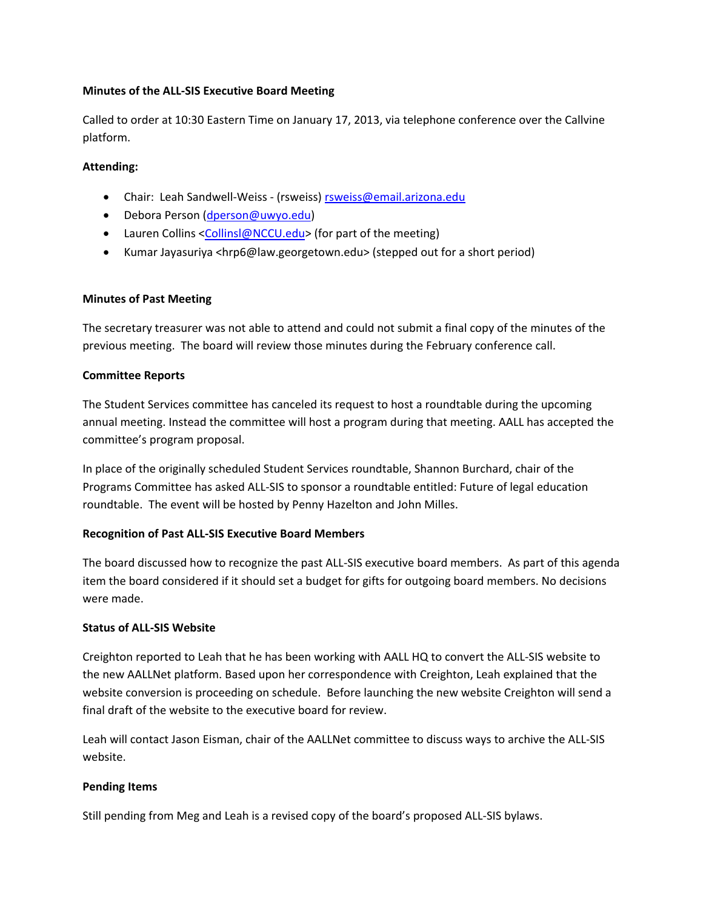**Minutes of the ALL-SIS Executive Board Meeting**

Called to order at 10:30 Eastern Time on January 17, 2013, via telephone conference over the Callvine platform.

**Attending:**

- Chair: Leah Sandwell-Weiss - (rsweiss) rsweiss@email.arizona.edu
- Debora Person (dperson@uwyo.edu)
- Lauren Collins <Collinsl@NCCU.edu> (for part of the meeting)
- Kumar Jayasuriya <hrp6@law.georgetown.edu> (stepped out for a short period)

**Minutes of Past Meeting**

The secretary treasurer was not able to attend and could not submit a final copy of the minutes of the previous meeting. The board will review those minutes during the February conference call.

**Committee Reports**

The Student Services committee has canceled its request to host a roundtable during the upcoming annual meeting. Instead the committee will host a program during that meeting. AALL has accepted the committee's program proposal.

In place of the originally scheduled Student Services roundtable, Shannon Burchard, chair of the Programs Committee has asked ALL-SIS to sponsor a roundtable entitled: Future of legal education roundtable. The event will be hosted by Penny Hazelton and John Milles.

**Recognition of Past ALL-SIS Executive Board Members**

The board discussed how to recognize the past ALL-SIS executive board members. As part of this agenda item the board considered if it should set a budget for gifts for outgoing board members. No decisions were made.

**Status of ALL-SIS Website**

Creighton reported to Leah that he has been working with AALL HQ to convert the ALL-SIS website to the new AALLNet platform. Based upon her correspondence with Creighton, Leah explained that the website conversion is proceeding on schedule. Before launching the new website Creighton will send a final draft of the website to the executive board for review.

Leah will contact Jason Eisman, chair of the AALLNet committee to discuss ways to archive the ALL-SIS website.

**Pending Items**

Still pending from Meg and Leah is a revised copy of the board's proposed ALL-SIS bylaws.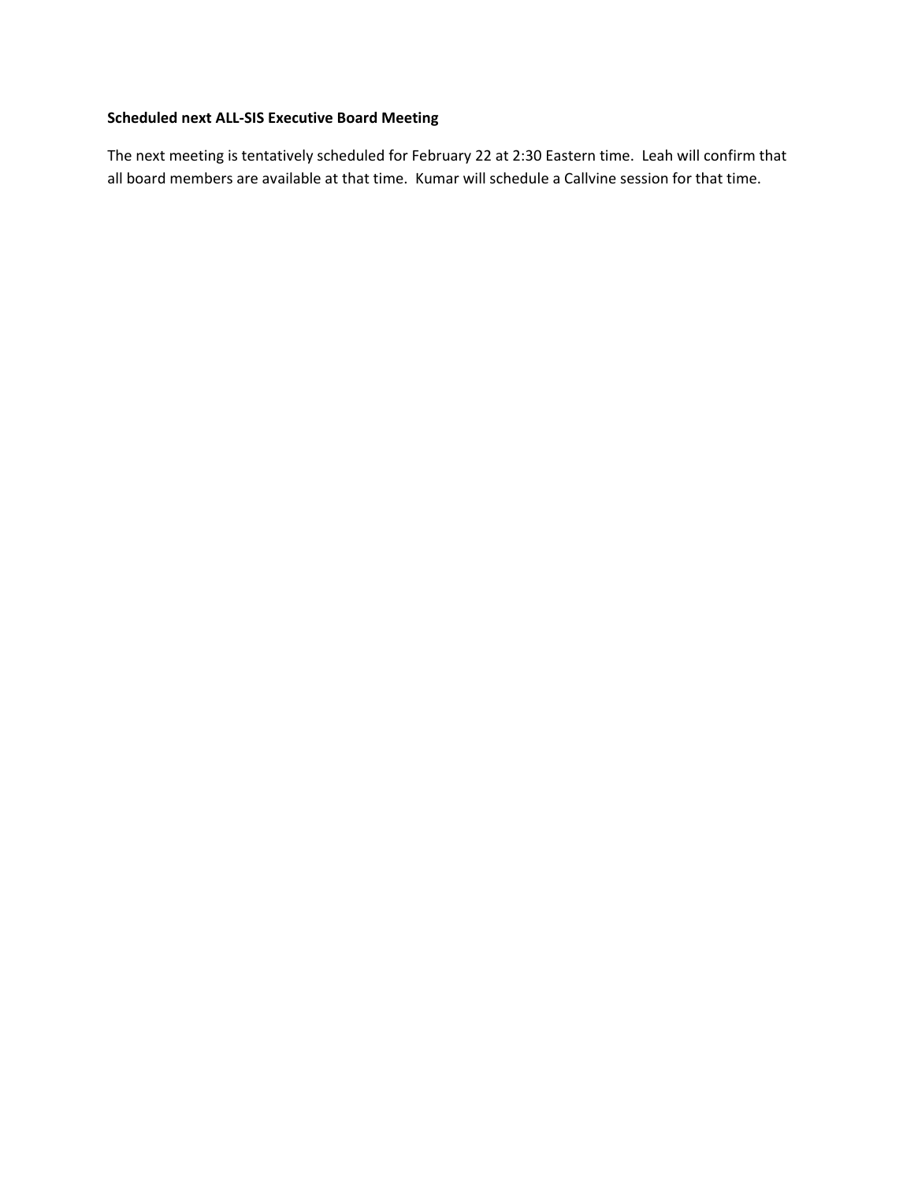**Scheduled next ALL-SIS Executive Board Meeting**

The next meeting is tentatively scheduled for February 22 at 2:30 Eastern time. Leah will confirm that all board members are available at that time. Kumar will schedule a Callvine session for that time.